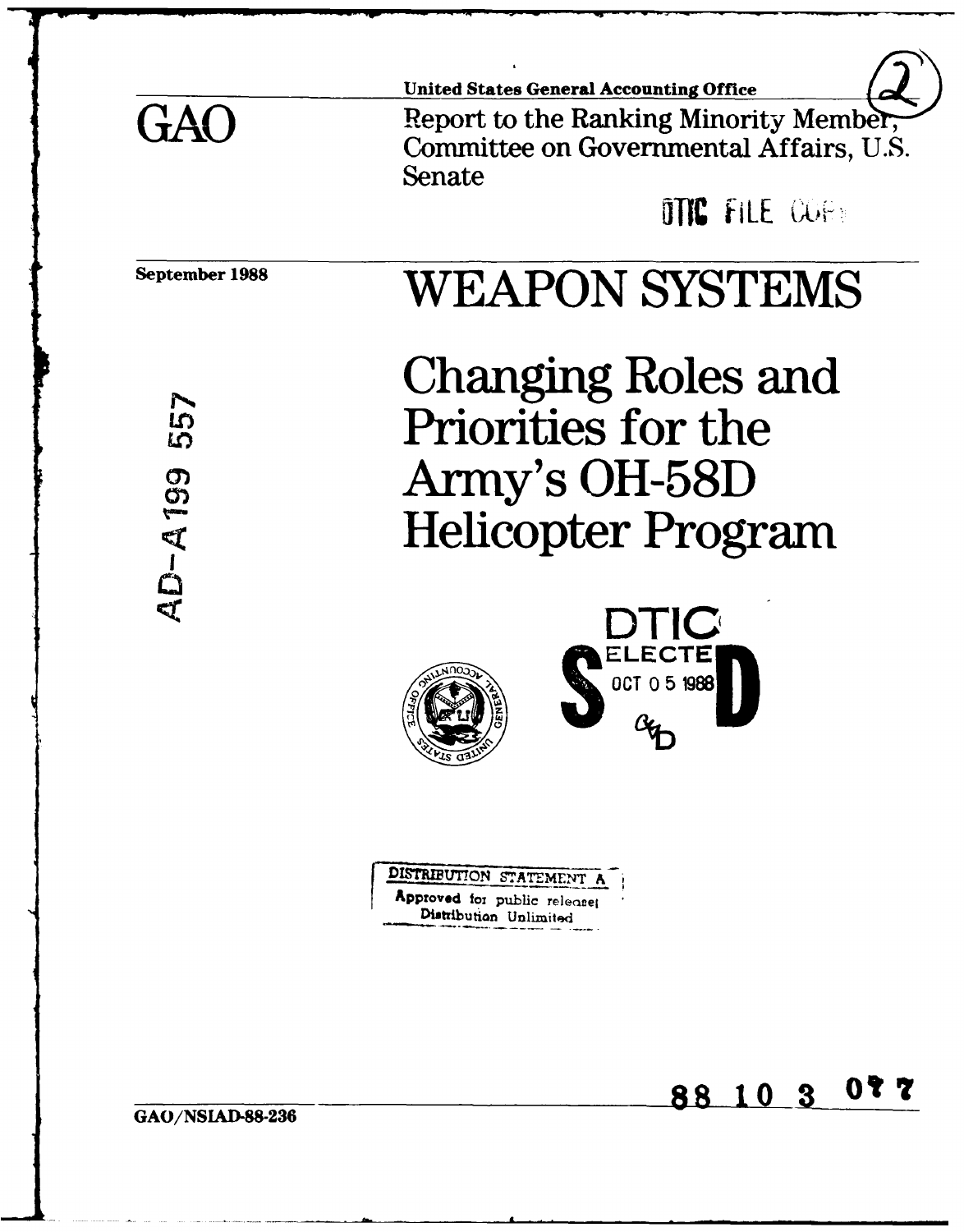United States General Accounting Office

# GAO

Report to the Ranking Minority Member, Committee on Governmental Affairs, U.S. Senate

DTIC FILE COPY

September 1988

# WEAPON SYSTEMS

## Changing Roles and Priorities for the Army's OH-58D Helicopter Program

AD-A199 557

DTIC ELECTE OCT 0 5 1988 S D

DISTRIBUTION STATEMENT A
Approved for public release;
Distribution Unlimited

88 10 3 077

GAO/NSIAD-88-236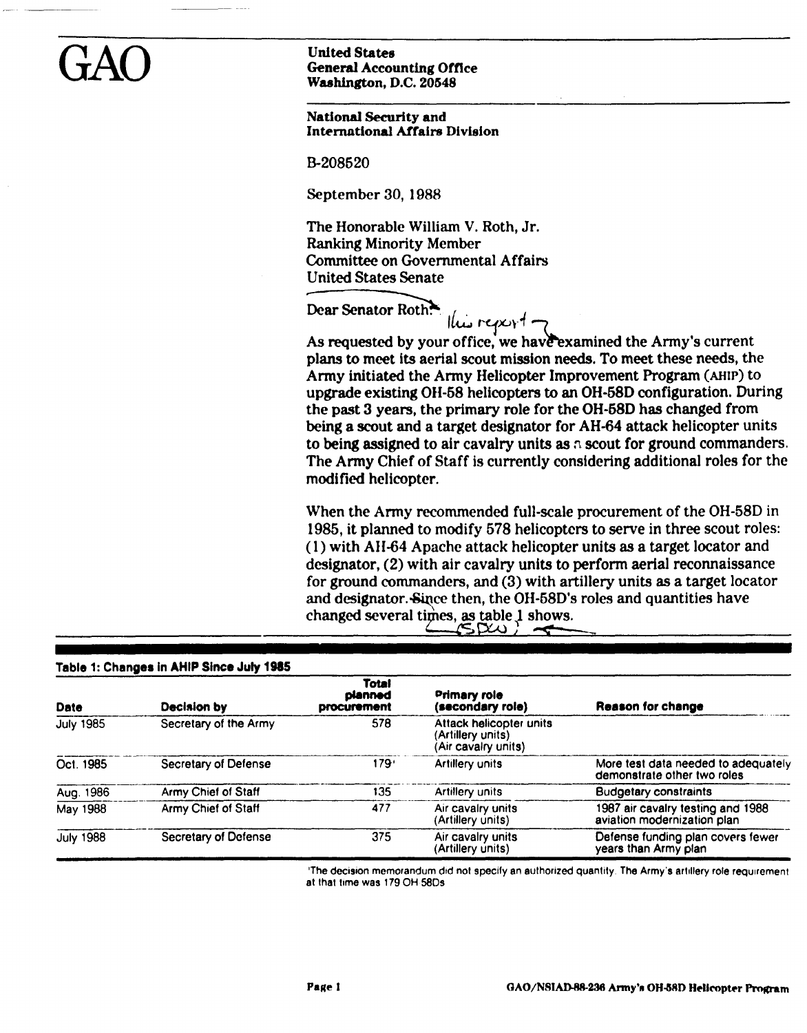GAO

United States
General Accounting Office
Washington, D.C. 20548

National Security and
International Affairs Division

B-208520

September 30, 1988

The Honorable William V. Roth, Jr.
Ranking Minority Member
Committee on Governmental Affairs
United States Senate

Dear Senator Roth:

As requested by your office, we have examined the Army's current plans to meet its aerial scout mission needs. To meet these needs, the Army initiated the Army Helicopter Improvement Program (AHIP) to upgrade existing OH-58 helicopters to an OH-58D configuration. During the past 3 years, the primary role for the OH-58D has changed from being a scout and a target designator for AH-64 attack helicopter units to being assigned to air cavalry units as a scout for ground commanders. The Army Chief of Staff is currently considering additional roles for the modified helicopter.

When the Army recommended full-scale procurement of the OH-58D in 1985, it planned to modify 578 helicopters to serve in three scout roles: (1) with AH-64 Apache attack helicopter units as a target locator and designator, (2) with air cavalry units to perform aerial reconnaissance for ground commanders, and (3) with artillery units as a target locator and designator. Since then, the OH-58D's roles and quantities have changed several times, as table 1 shows.

**Table 1: Changes in AHIP Since July 1985**

| Date | Decision by | Total planned procurement | Primary role (secondary role) | Reason for change |
|---|---|---|---|---|
| July 1985 | Secretary of the Army | 578 | Attack helicopter units (Artillery units) (Air cavalry units) | |
| Oct. 1985 | Secretary of Defense | 179[a] | Artillery units | More test data needed to adequately demonstrate other two roles |
| Aug. 1986 | Army Chief of Staff | 135 | Artillery units | Budgetary constraints |
| May 1988 | Army Chief of Staff | 477 | Air cavalry units (Artillery units) | 1987 air cavalry testing and 1988 aviation modernization plan |
| July 1988 | Secretary of Defense | 375 | Air cavalry units (Artillery units) | Defense funding plan covers fewer years than Army plan |

[a]The decision memorandum did not specify an authorized quantity. The Army's artillery role requirement at that time was 179 OH 58Ds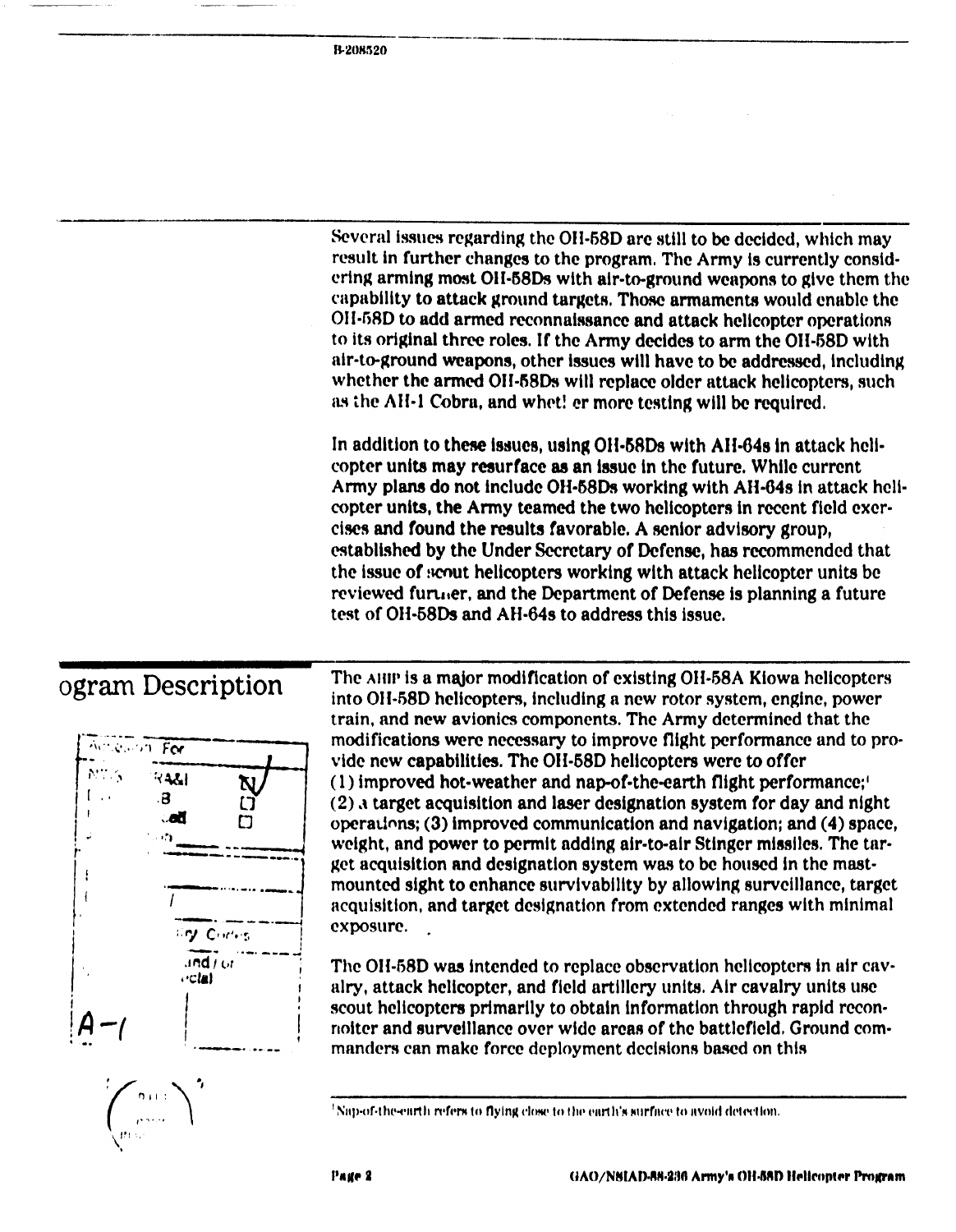Several issues regarding the OH-58D are still to be decided, which may result in further changes to the program. The Army is currently considering arming most OH-58Ds with air-to-ground weapons to give them the capability to attack ground targets. Those armaments would enable the OH-58D to add armed reconnaissance and attack helicopter operations to its original three roles. If the Army decides to arm the OH-58D with air-to-ground weapons, other issues will have to be addressed, including whether the armed OH-58Ds will replace older attack helicopters, such as the AH-1 Cobra, and whet! er more testing will be required.

In addition to these issues, using OH-58Ds with AH-64s in attack helicopter units may resurface as an issue in the future. While current Army plans do not include OH-58Ds working with AH-64s in attack helicopter units, the Army teamed the two helicopters in recent field exercises and found the results favorable. A senior advisory group, established by the Under Secretary of Defense, has recommended that the issue of scout helicopters working with attack helicopter units be reviewed further, and the Department of Defense is planning a future test of OH-58Ds and AH-64s to address this issue.

## Program Description

The AHIP is a major modification of existing OH-58A Kiowa helicopters into OH-58D helicopters, including a new rotor system, engine, power train, and new avionics components. The Army determined that the modifications were necessary to improve flight performance and to provide new capabilities. The OH-58D helicopters were to offer (1) improved hot-weather and nap-of-the-earth flight performance;[1] (2) a target acquisition and laser designation system for day and night operations; (3) improved communication and navigation; and (4) space, weight, and power to permit adding air-to-air Stinger missiles. The target acquisition and designation system was to be housed in the mast-mounted sight to enhance survivability by allowing surveillance, target acquisition, and target designation from extended ranges with minimal exposure.

The OH-58D was intended to replace observation helicopters in air cavalry, attack helicopter, and field artillery units. Air cavalry units use scout helicopters primarily to obtain information through rapid reconnoiter and surveillance over wide areas of the battlefield. Ground commanders can make force deployment decisions based on this

[1] Nap-of-the-earth refers to flying close to the earth's surface to avoid detection.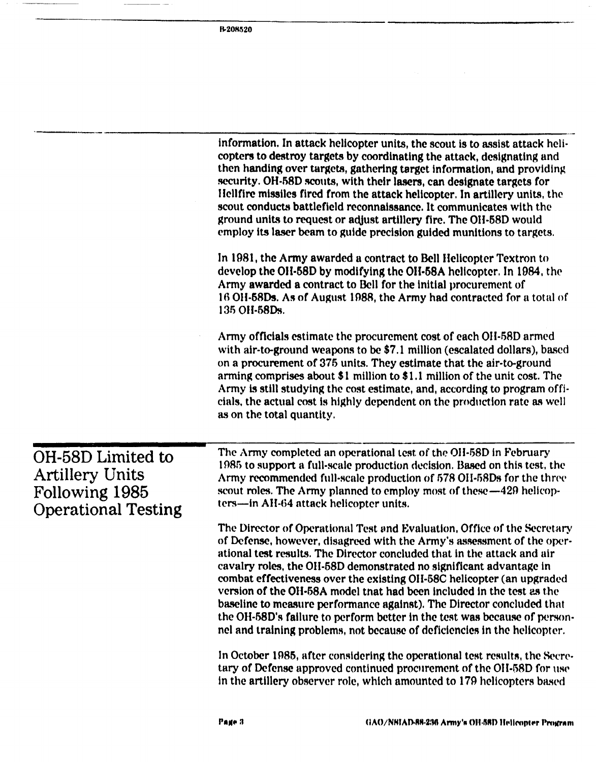information. In attack helicopter units, the scout is to assist attack helicopters to destroy targets by coordinating the attack, designating and then handing over targets, gathering target information, and providing security. OH-58D scouts, with their lasers, can designate targets for Hellfire missiles fired from the attack helicopter. In artillery units, the scout conducts battlefield reconnaissance. It communicates with the ground units to request or adjust artillery fire. The OH-58D would employ its laser beam to guide precision guided munitions to targets.

In 1981, the Army awarded a contract to Bell Helicopter Textron to develop the OH-58D by modifying the OH-58A helicopter. In 1984, the Army awarded a contract to Bell for the initial procurement of 16 OH-58Ds. As of August 1988, the Army had contracted for a total of 135 OH-58Ds.

Army officials estimate the procurement cost of each OH-58D armed with air-to-ground weapons to be $7.1 million (escalated dollars), based on a procurement of 375 units. They estimate that the air-to-ground arming comprises about $1 million to $1.1 million of the unit cost. The Army is still studying the cost estimate, and, according to program officials, the actual cost is highly dependent on the production rate as well as on the total quantity.

## OH-58D Limited to Artillery Units Following 1985 Operational Testing

The Army completed an operational test of the OH-58D in February 1985 to support a full-scale production decision. Based on this test, the Army recommended full-scale production of 578 OH-58Ds for the three scout roles. The Army planned to employ most of these—429 helicopters—in AH-64 attack helicopter units.

The Director of Operational Test and Evaluation, Office of the Secretary of Defense, however, disagreed with the Army's assessment of the operational test results. The Director concluded that in the attack and air cavalry roles, the OH-58D demonstrated no significant advantage in combat effectiveness over the existing OH-58C helicopter (an upgraded version of the OH-58A model that had been included in the test as the baseline to measure performance against). The Director concluded that the OH-58D's failure to perform better in the test was because of personnel and training problems, not because of deficiencies in the helicopter.

In October 1985, after considering the operational test results, the Secretary of Defense approved continued procurement of the OH-58D for use in the artillery observer role, which amounted to 179 helicopters based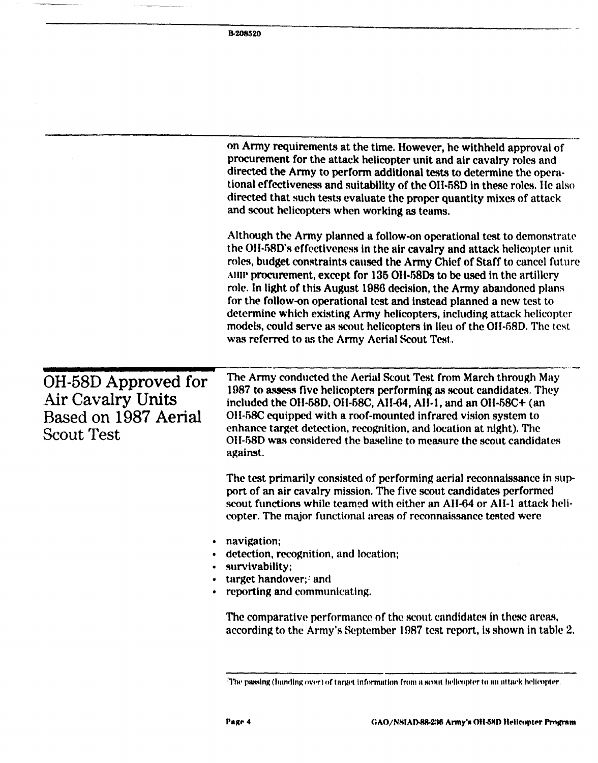on Army requirements at the time. However, he withheld approval of procurement for the attack helicopter unit and air cavalry roles and directed the Army to perform additional tests to determine the operational effectiveness and suitability of the OH-58D in these roles. He also directed that such tests evaluate the proper quantity mixes of attack and scout helicopters when working as teams.

Although the Army planned a follow-on operational test to demonstrate the OH-58D's effectiveness in the air cavalry and attack helicopter unit roles, budget constraints caused the Army Chief of Staff to cancel future AHIP procurement, except for 135 OH-58Ds to be used in the artillery role. In light of this August 1986 decision, the Army abandoned plans for the follow-on operational test and instead planned a new test to determine which existing Army helicopters, including attack helicopter models, could serve as scout helicopters in lieu of the OH-58D. The test was referred to as the Army Aerial Scout Test.

## OH-58D Approved for Air Cavalry Units Based on 1987 Aerial Scout Test

The Army conducted the Aerial Scout Test from March through May 1987 to assess five helicopters performing as scout candidates. They included the OH-58D, OH-58C, AH-64, AH-1, and an OH-58C+ (an OH-58C equipped with a roof-mounted infrared vision system to enhance target detection, recognition, and location at night). The OH-58D was considered the baseline to measure the scout candidates against.

The test primarily consisted of performing aerial reconnaissance in support of an air cavalry mission. The five scout candidates performed scout functions while teamed with either an AH-64 or AH-1 attack helicopter. The major functional areas of reconnaissance tested were

- navigation;
- detection, recognition, and location;
- survivability;
- target handover;[3] and
- reporting and communicating.

The comparative performance of the scout candidates in these areas, according to the Army's September 1987 test report, is shown in table 2.

[3] The passing (handing over) of target information from a scout helicopter to an attack helicopter.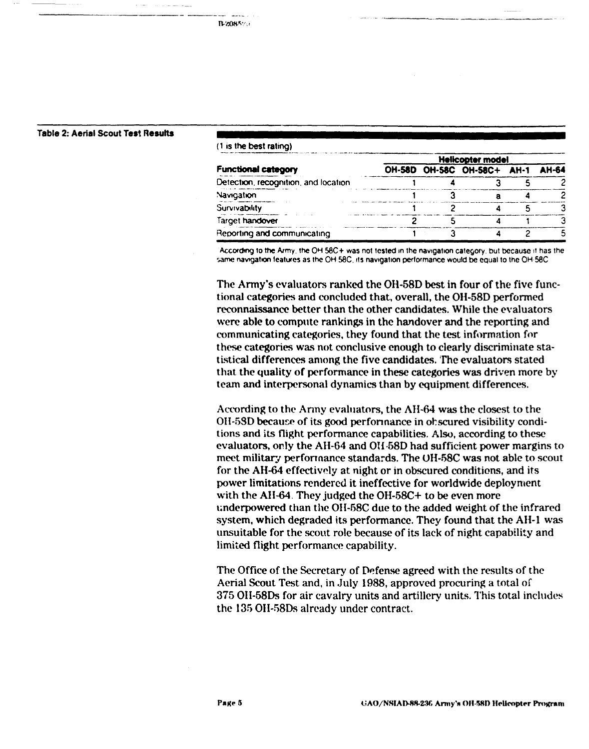**Table 2: Aerial Scout Test Results**

(1 is the best rating)

| Functional category | Helicopter model | | | | |
|---|---|---|---|---|---|
| | OH-58D | OH-58C | OH-58C+ | AH-1 | AH-64 |
| Detection, recognition, and location | 1 | 4 | 3 | 5 | 2 |
| Navigation | 1 | 3 | a | 4 | 2 |
| Survivability | 1 | 2 | 4 | 5 | 3 |
| Target handover | 2 | 5 | 4 | 1 | 3 |
| Reporting and communicating | 1 | 3 | 4 | 2 | 5 |

[a] According to the Army, the OH-58C+ was not tested in the navigation category, but because it has the same navigation features as the OH-58C, its navigation performance would be equal to the OH-58C

The Army's evaluators ranked the OH-58D best in four of the five functional categories and concluded that, overall, the OH-58D performed reconnaissance better than the other candidates. While the evaluators were able to compute rankings in the handover and the reporting and communicating categories, they found that the test information for these categories was not conclusive enough to clearly discriminate statistical differences among the five candidates. The evaluators stated that the quality of performance in these categories was driven more by team and interpersonal dynamics than by equipment differences.

According to the Army evaluators, the AH-64 was the closest to the OH-58D because of its good performance in obscured visibility conditions and its flight performance capabilities. Also, according to these evaluators, only the AH-64 and OH-58D had sufficient power margins to meet military performance standards. The OH-58C was not able to scout for the AH-64 effectively at night or in obscured conditions, and its power limitations rendered it ineffective for worldwide deployment with the AH-64. They judged the OH-58C+ to be even more underpowered than the OH-58C due to the added weight of the infrared system, which degraded its performance. They found that the AH-1 was unsuitable for the scout role because of its lack of night capability and limited flight performance capability.

The Office of the Secretary of Defense agreed with the results of the Aerial Scout Test and, in July 1988, approved procuring a total of 375 OH-58Ds for air cavalry units and artillery units. This total includes the 135 OH-58Ds already under contract.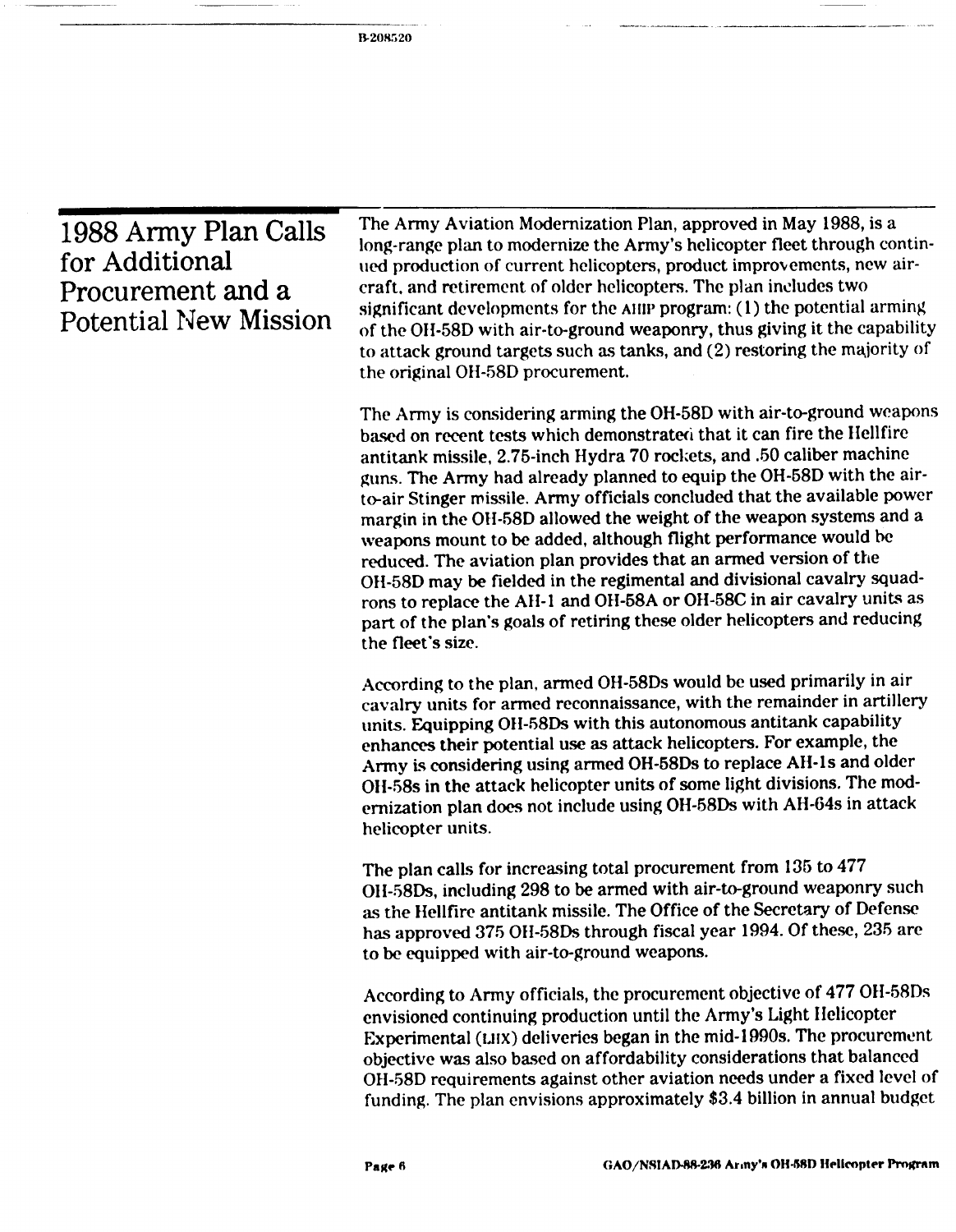## 1988 Army Plan Calls for Additional Procurement and a Potential New Mission

The Army Aviation Modernization Plan, approved in May 1988, is a long-range plan to modernize the Army's helicopter fleet through continued production of current helicopters, product improvements, new aircraft, and retirement of older helicopters. The plan includes two significant developments for the AHIP program: (1) the potential arming of the OH-58D with air-to-ground weaponry, thus giving it the capability to attack ground targets such as tanks, and (2) restoring the majority of the original OH-58D procurement.

The Army is considering arming the OH-58D with air-to-ground weapons based on recent tests which demonstrated that it can fire the Hellfire antitank missile, 2.75-inch Hydra 70 rockets, and .50 caliber machine guns. The Army had already planned to equip the OH-58D with the air-to-air Stinger missile. Army officials concluded that the available power margin in the OH-58D allowed the weight of the weapon systems and a weapons mount to be added, although flight performance would be reduced. The aviation plan provides that an armed version of the OH-58D may be fielded in the regimental and divisional cavalry squadrons to replace the AH-1 and OH-58A or OH-58C in air cavalry units as part of the plan's goals of retiring these older helicopters and reducing the fleet's size.

According to the plan, armed OH-58Ds would be used primarily in air cavalry units for armed reconnaissance, with the remainder in artillery units. Equipping OH-58Ds with this autonomous antitank capability enhances their potential use as attack helicopters. For example, the Army is considering using armed OH-58Ds to replace AH-1s and older OH-58s in the attack helicopter units of some light divisions. The modernization plan does not include using OH-58Ds with AH-64s in attack helicopter units.

The plan calls for increasing total procurement from 135 to 477 OH-58Ds, including 298 to be armed with air-to-ground weaponry such as the Hellfire antitank missile. The Office of the Secretary of Defense has approved 375 OH-58Ds through fiscal year 1994. Of these, 235 are to be equipped with air-to-ground weapons.

According to Army officials, the procurement objective of 477 OH-58Ds envisioned continuing production until the Army's Light Helicopter Experimental (LHX) deliveries began in the mid-1990s. The procurement objective was also based on affordability considerations that balanced OH-58D requirements against other aviation needs under a fixed level of funding. The plan envisions approximately $3.4 billion in annual budget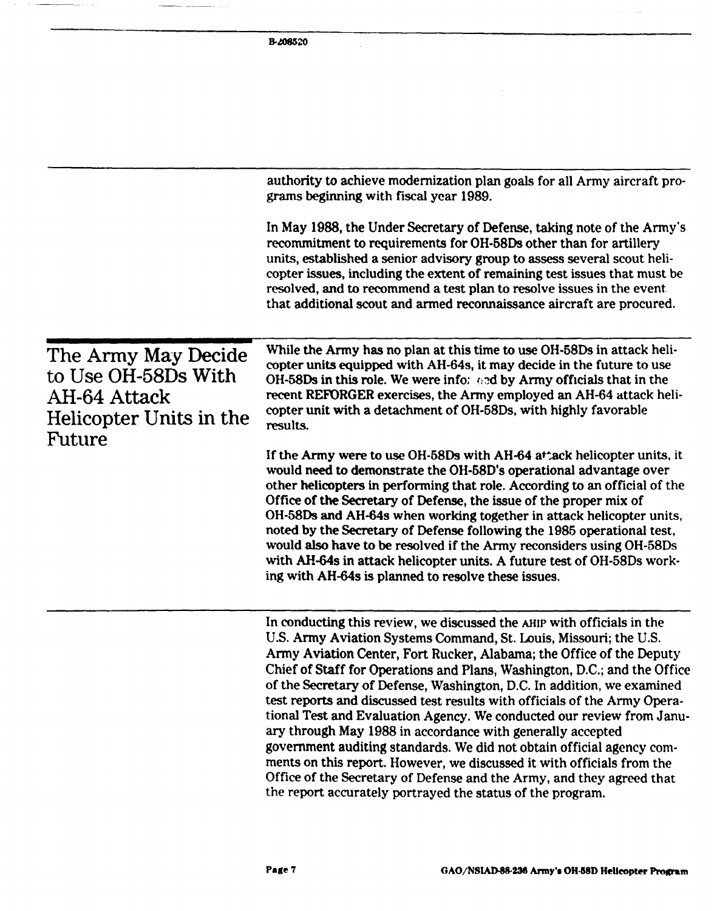authority to achieve modernization plan goals for all Army aircraft programs beginning with fiscal year 1989.

In May 1988, the Under Secretary of Defense, taking note of the Army's recommitment to requirements for OH-58Ds other than for artillery units, established a senior advisory group to assess several scout helicopter issues, including the extent of remaining test issues that must be resolved, and to recommend a test plan to resolve issues in the event that additional scout and armed reconnaissance aircraft are procured.

## The Army May Decide to Use OH-58Ds With AH-64 Attack Helicopter Units in the Future

While the Army has no plan at this time to use OH-58Ds in attack helicopter units equipped with AH-64s, it may decide in the future to use OH-58Ds in this role. We were informed by Army officials that in the recent REFORGER exercises, the Army employed an AH-64 attack helicopter unit with a detachment of OH-58Ds, with highly favorable results.

If the Army were to use OH-58Ds with AH-64 attack helicopter units, it would need to demonstrate the OH-58D's operational advantage over other helicopters in performing that role. According to an official of the Office of the Secretary of Defense, the issue of the proper mix of OH-58Ds and AH-64s when working together in attack helicopter units, noted by the Secretary of Defense following the 1985 operational test, would also have to be resolved if the Army reconsiders using OH-58Ds with AH-64s in attack helicopter units. A future test of OH-58Ds working with AH-64s is planned to resolve these issues.

In conducting this review, we discussed the AHIP with officials in the U.S. Army Aviation Systems Command, St. Louis, Missouri; the U.S. Army Aviation Center, Fort Rucker, Alabama; the Office of the Deputy Chief of Staff for Operations and Plans, Washington, D.C.; and the Office of the Secretary of Defense, Washington, D.C. In addition, we examined test reports and discussed test results with officials of the Army Operational Test and Evaluation Agency. We conducted our review from January through May 1988 in accordance with generally accepted government auditing standards. We did not obtain official agency comments on this report. However, we discussed it with officials from the Office of the Secretary of Defense and the Army, and they agreed that the report accurately portrayed the status of the program.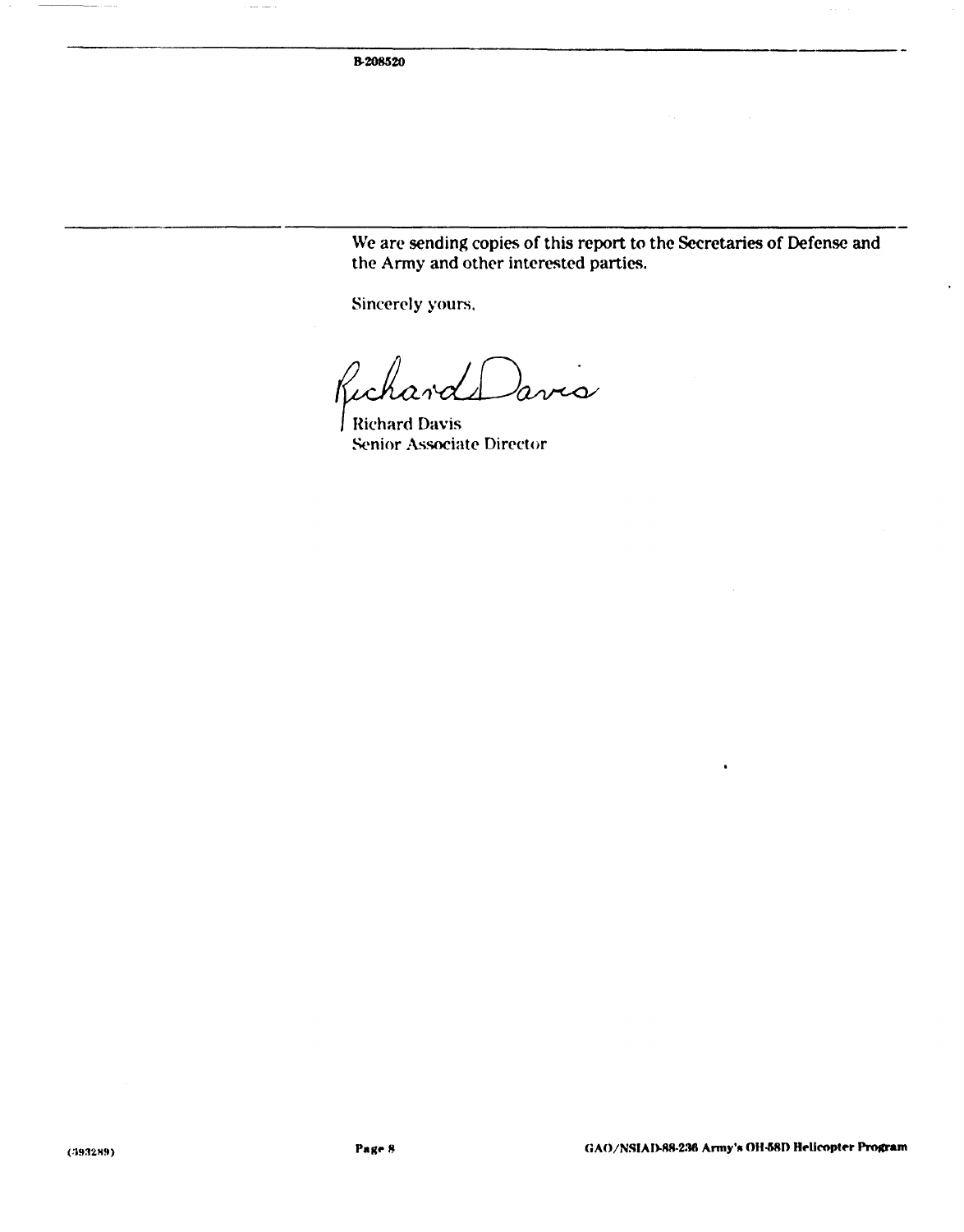We are sending copies of this report to the Secretaries of Defense and the Army and other interested parties.

Sincerely yours,

Richard Davis
Senior Associate Director

(393289)